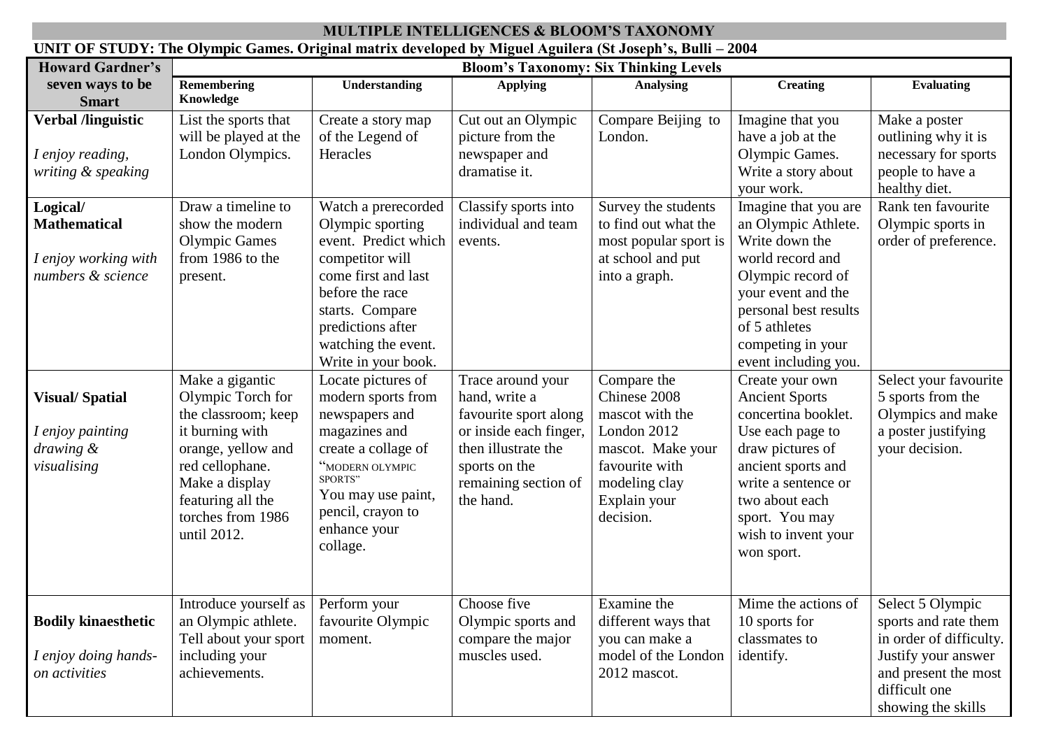## MULTIPLE INTELLIGENCES & BLOOM'S TAXONOMY

**UNIT OF STUDY: The Olympic Games. Original matrix developed by Miguel Aguilera (St Joseph's, Bulli – 2004**

| Howard Gardner's seven ways to be Smart | Bloom's Taxonomy: Six Thinking Levels | | | | | |
|---|---|---|---|---|---|---|
| | **Remembering Knowledge** | **Understanding** | **Applying** | **Analysing** | **Creating** | **Evaluating** |
| **Verbal /linguistic** *I enjoy reading, writing & speaking* | List the sports that will be played at the London Olympics. | Create a story map of the Legend of Heracles | Cut out an Olympic picture from the newspaper and dramatise it. | Compare Beijing to London. | Imagine that you have a job at the Olympic Games. Write a story about your work. | Make a poster outlining why it is necessary for sports people to have a healthy diet. |
| **Logical/ Mathematical** *I enjoy working with numbers & science* | Draw a timeline to show the modern Olympic Games from 1986 to the present. | Watch a prerecorded Olympic sporting event. Predict which competitor will come first and last before the race starts. Compare predictions after watching the event. Write in your book. | Classify sports into individual and team events. | Survey the students to find out what the most popular sport is at school and put into a graph. | Imagine that you are an Olympic Athlete. Write down the world record and Olympic record of your event and the personal best results of 5 athletes competing in your event including you. | Rank ten favourite Olympic sports in order of preference. |
| **Visual/ Spatial** *I enjoy painting drawing & visualising* | Make a gigantic Olympic Torch for the classroom; keep it burning with orange, yellow and red cellophane. Make a display featuring all the torches from 1986 until 2012. | Locate pictures of modern sports from newspapers and magazines and create a collage of "MODERN OLYMPIC SPORTS" You may use paint, pencil, crayon to enhance your collage. | Trace around your hand, write a favourite sport along or inside each finger, then illustrate the sports on the remaining section of the hand. | Compare the Chinese 2008 mascot with the London 2012 mascot. Make your favourite with modeling clay Explain your decision. | Create your own Ancient Sports concertina booklet. Use each page to draw pictures of ancient sports and write a sentence or two about each sport. You may wish to invent your won sport. | Select your favourite 5 sports from the Olympics and make a poster justifying your decision. |
| **Bodily kinaesthetic** *I enjoy doing hands-on activities* | Introduce yourself as an Olympic athlete. Tell about your sport including your achievements. | Perform your favourite Olympic moment. | Choose five Olympic sports and compare the major muscles used. | Examine the different ways that you can make a model of the London 2012 mascot. | Mime the actions of 10 sports for classmates to identify. | Select 5 Olympic sports and rate them in order of difficulty. Justify your answer and present the most difficult one showing the skills |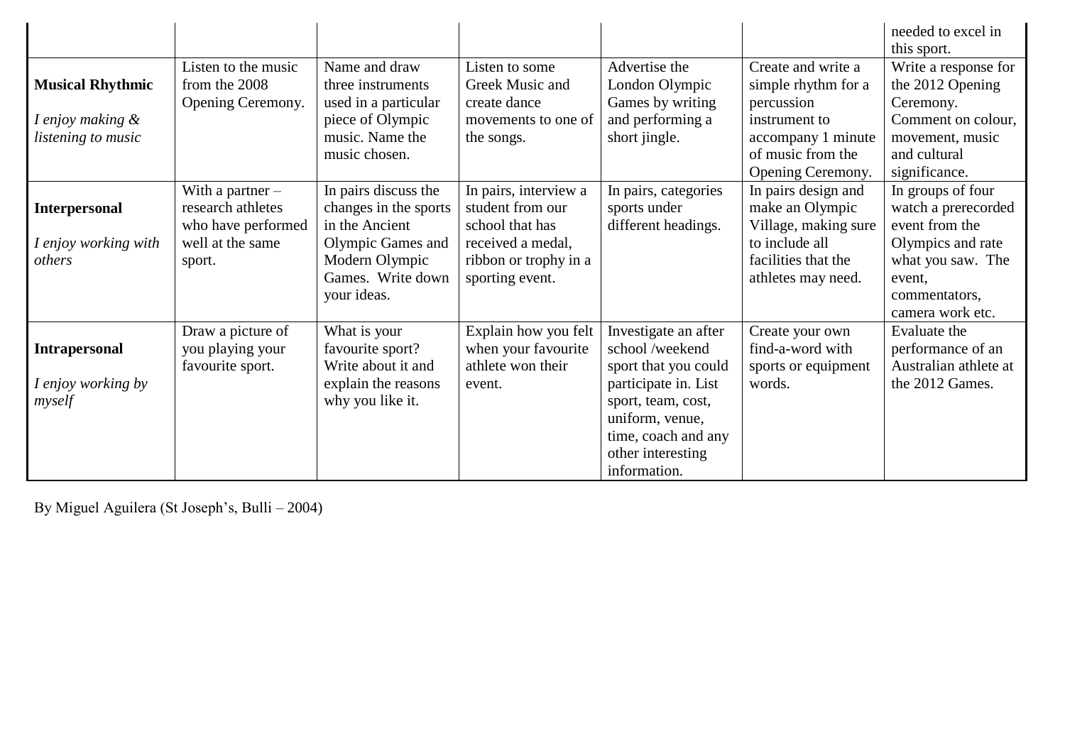| | | | | | | |
|---|---|---|---|---|---|---|
| | | | | | | needed to excel in this sport. |
| **Musical Rhythmic** *I enjoy making & listening to music* | Listen to the music from the 2008 Opening Ceremony. | Name and draw three instruments used in a particular piece of Olympic music. Name the music chosen. | Listen to some Greek Music and create dance movements to one of the songs. | Advertise the London Olympic Games by writing and performing a short jingle. | Create and write a simple rhythm for a percussion instrument to accompany 1 minute of music from the Opening Ceremony. | Write a response for the 2012 Opening Ceremony. Comment on colour, movement, music and cultural significance. |
| **Interpersonal** *I enjoy working with others* | With a partner – research athletes who have performed well at the same sport. | In pairs discuss the changes in the sports in the Ancient Olympic Games and Modern Olympic Games. Write down your ideas. | In pairs, interview a student from our school that has received a medal, ribbon or trophy in a sporting event. | In pairs, categories sports under different headings. | In pairs design and make an Olympic Village, making sure to include all facilities that the athletes may need. | In groups of four watch a prerecorded event from the Olympics and rate what you saw. The event, commentators, camera work etc. |
| **Intrapersonal** *I enjoy working by myself* | Draw a picture of you playing your favourite sport. | What is your favourite sport? Write about it and explain the reasons why you like it. | Explain how you felt when your favourite athlete won their event. | Investigate an after school /weekend sport that you could participate in. List sport, team, cost, uniform, venue, time, coach and any other interesting information. | Create your own find-a-word with sports or equipment words. | Evaluate the performance of an Australian athlete at the 2012 Games. |

By Miguel Aguilera (St Joseph's, Bulli – 2004)